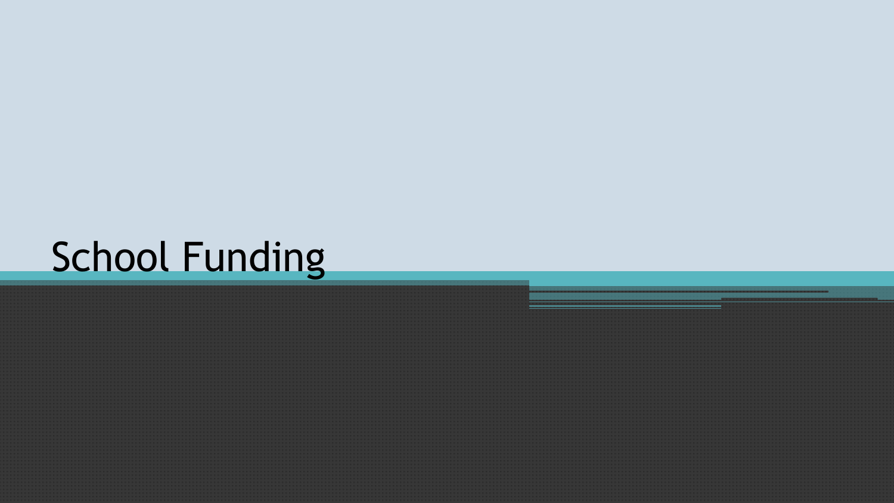# School Funding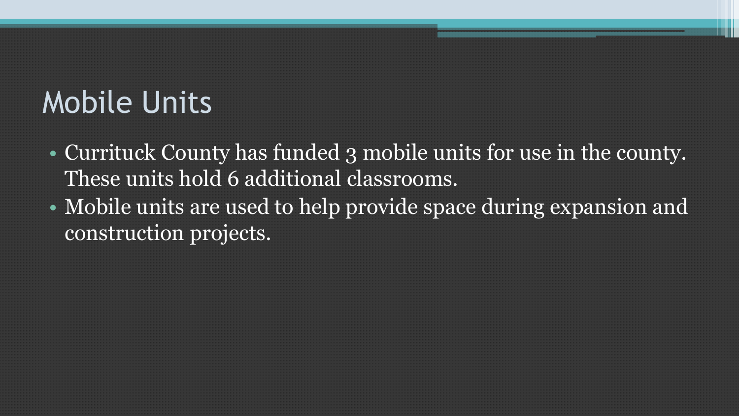# Mobile Units

- Currituck County has funded 3 mobile units for use in the county. These units hold 6 additional classrooms.
- Mobile units are used to help provide space during expansion and construction projects.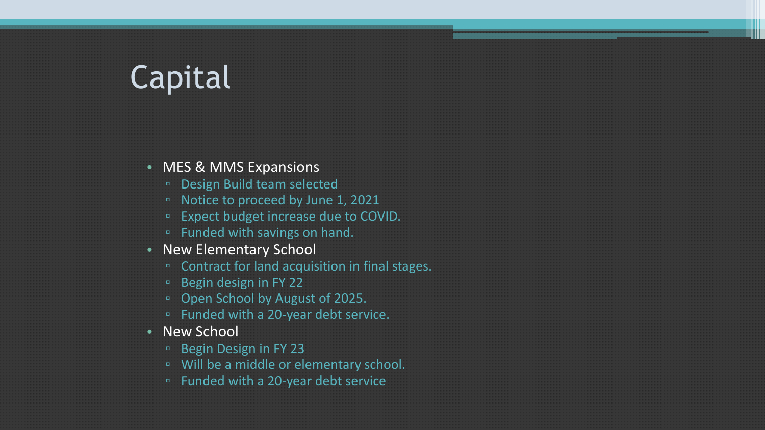# Capital

- MES & MMS Expansions
  - Design Build team selected
  - Notice to proceed by June 1, 2021
  - Expect budget increase due to COVID.
  - Funded with savings on hand.
- New Elementary School
  - Contract for land acquisition in final stages.
  - Begin design in FY 22
  - Open School by August of 2025.
  - Funded with a 20-year debt service.
- New School
  - Begin Design in FY 23
  - Will be a middle or elementary school.
  - Funded with a 20-year debt service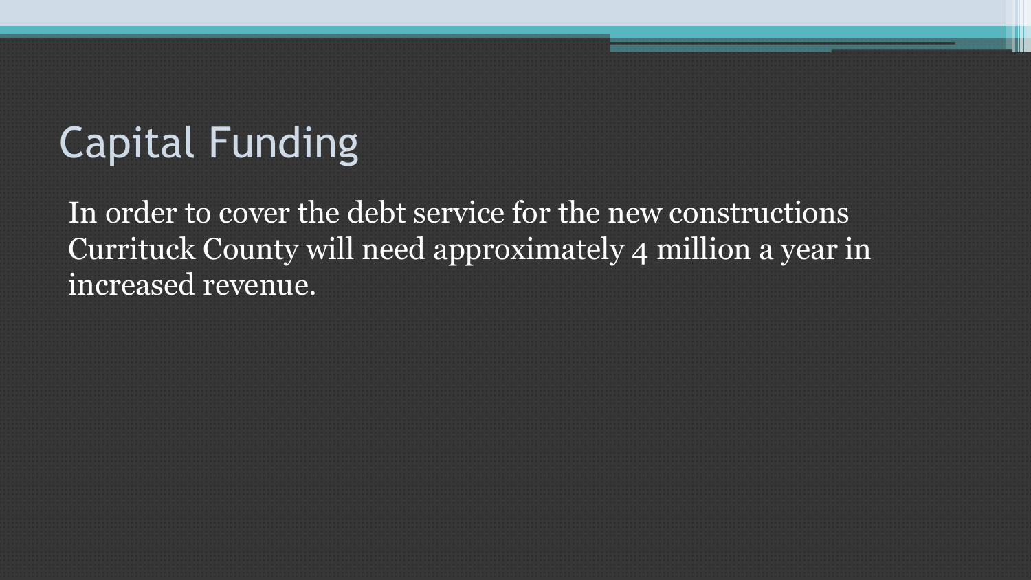# Capital Funding

In order to cover the debt service for the new constructions Currituck County will need approximately 4 million a year in increased revenue.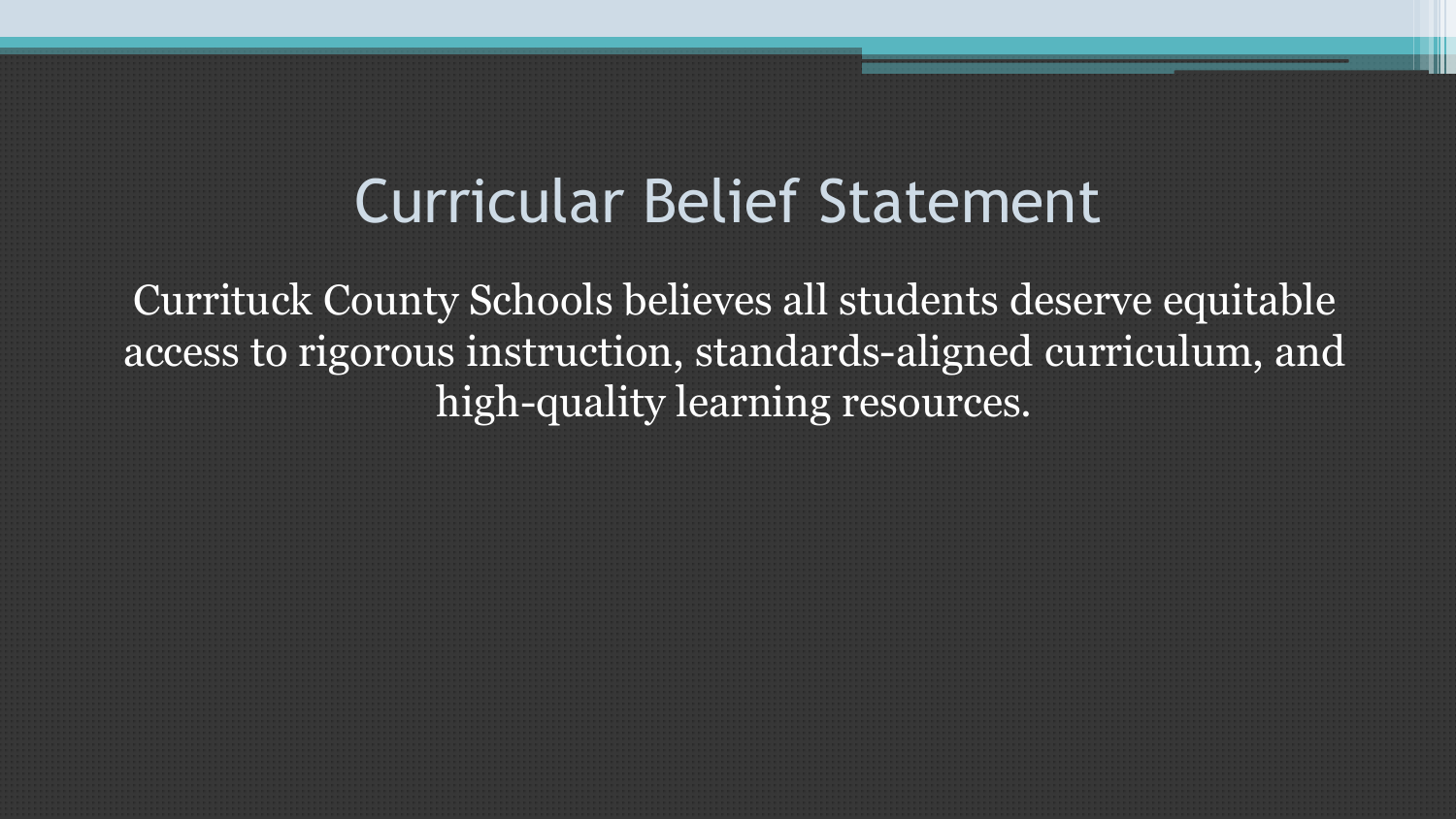# Curricular Belief Statement

Currituck County Schools believes all students deserve equitable access to rigorous instruction, standards-aligned curriculum, and high-quality learning resources.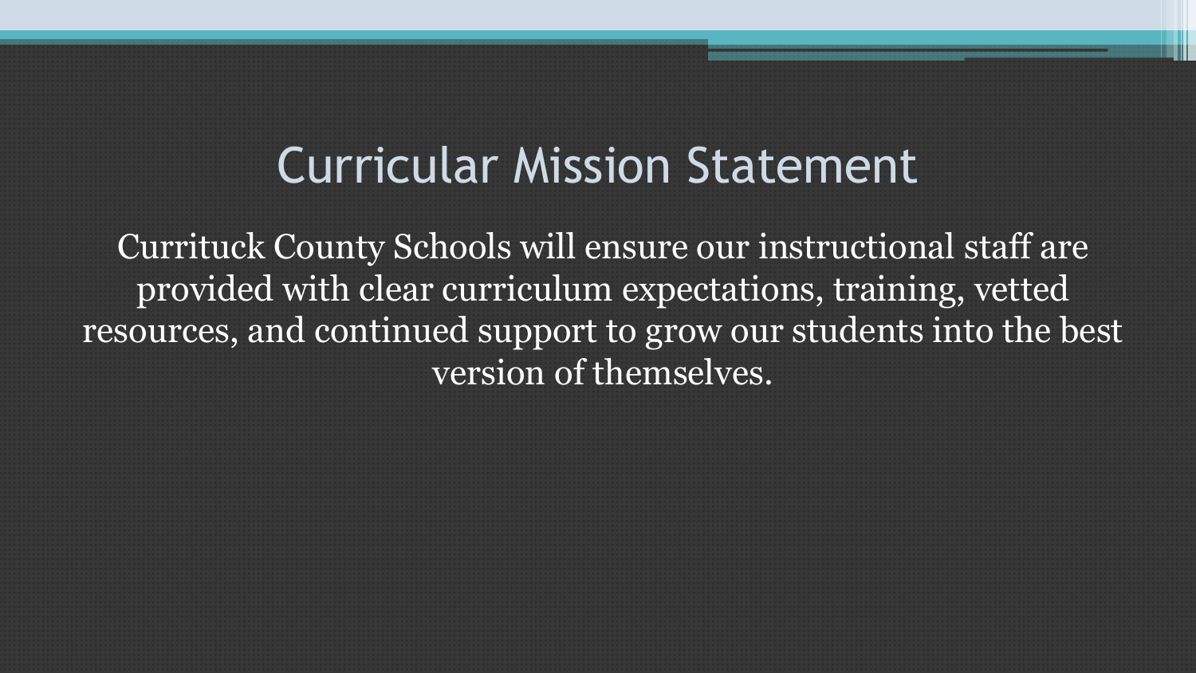# Curricular Mission Statement

Currituck County Schools will ensure our instructional staff are provided with clear curriculum expectations, training, vetted resources, and continued support to grow our students into the best version of themselves.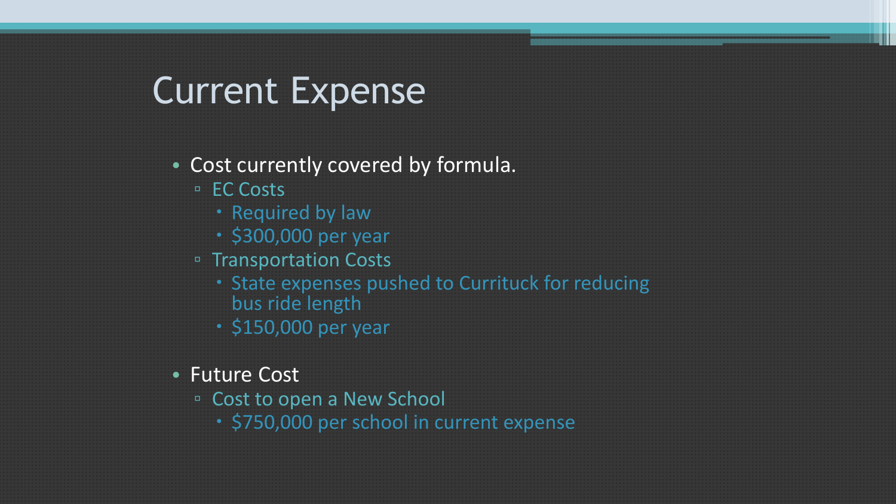# Current Expense

- Cost currently covered by formula.
  - EC Costs
    - Required by law
    - $300,000 per year
  - Transportation Costs
    - State expenses pushed to Currituck for reducing bus ride length
    - $150,000 per year
- Future Cost
  - Cost to open a New School
    - $750,000 per school in current expense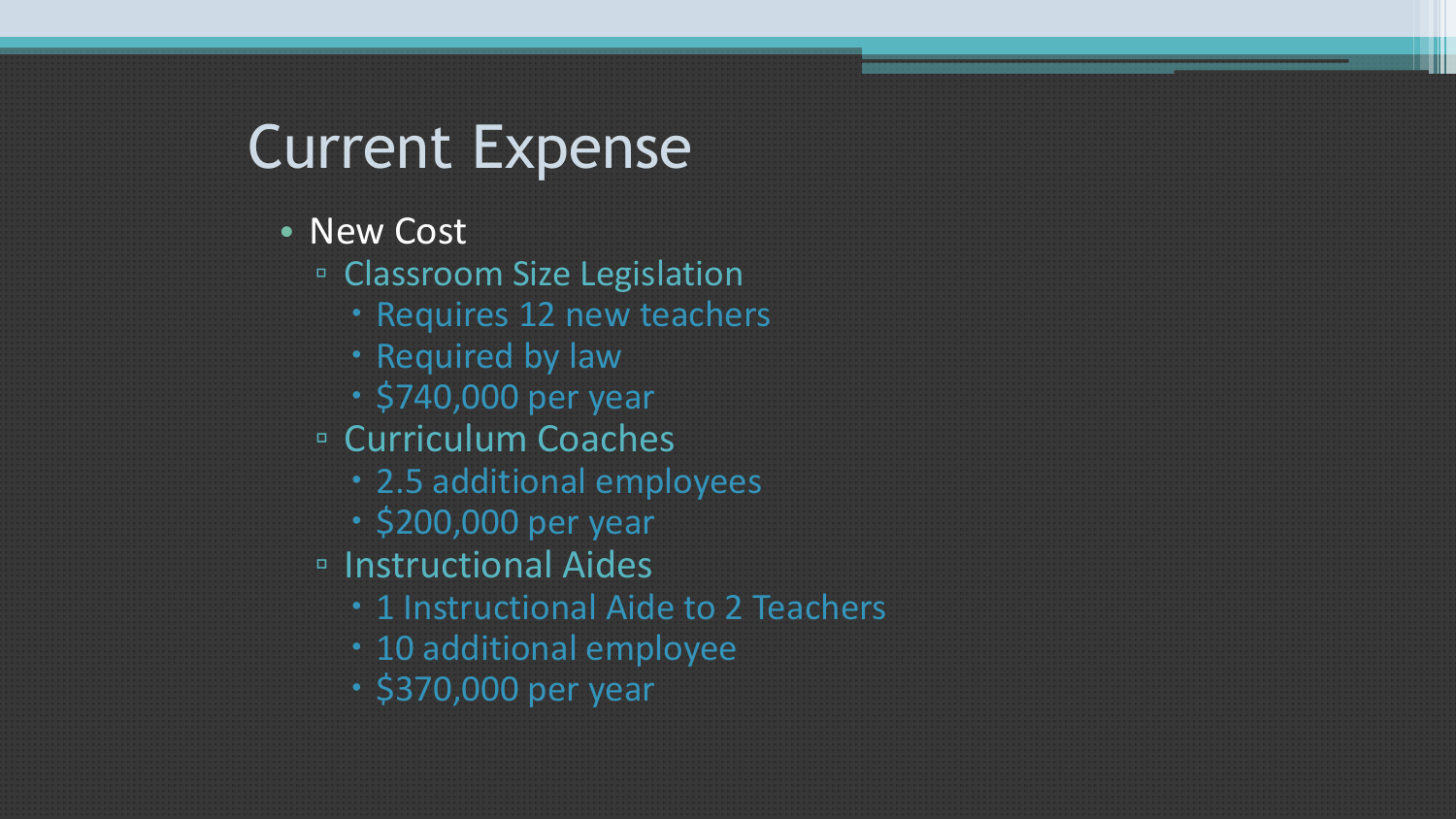# Current Expense

- New Cost
  - Classroom Size Legislation
    - Requires 12 new teachers
    - Required by law
    - $740,000 per year
  - Curriculum Coaches
    - 2.5 additional employees
    - $200,000 per year
  - Instructional Aides
    - 1 Instructional Aide to 2 Teachers
    - 10 additional employee
    - $370,000 per year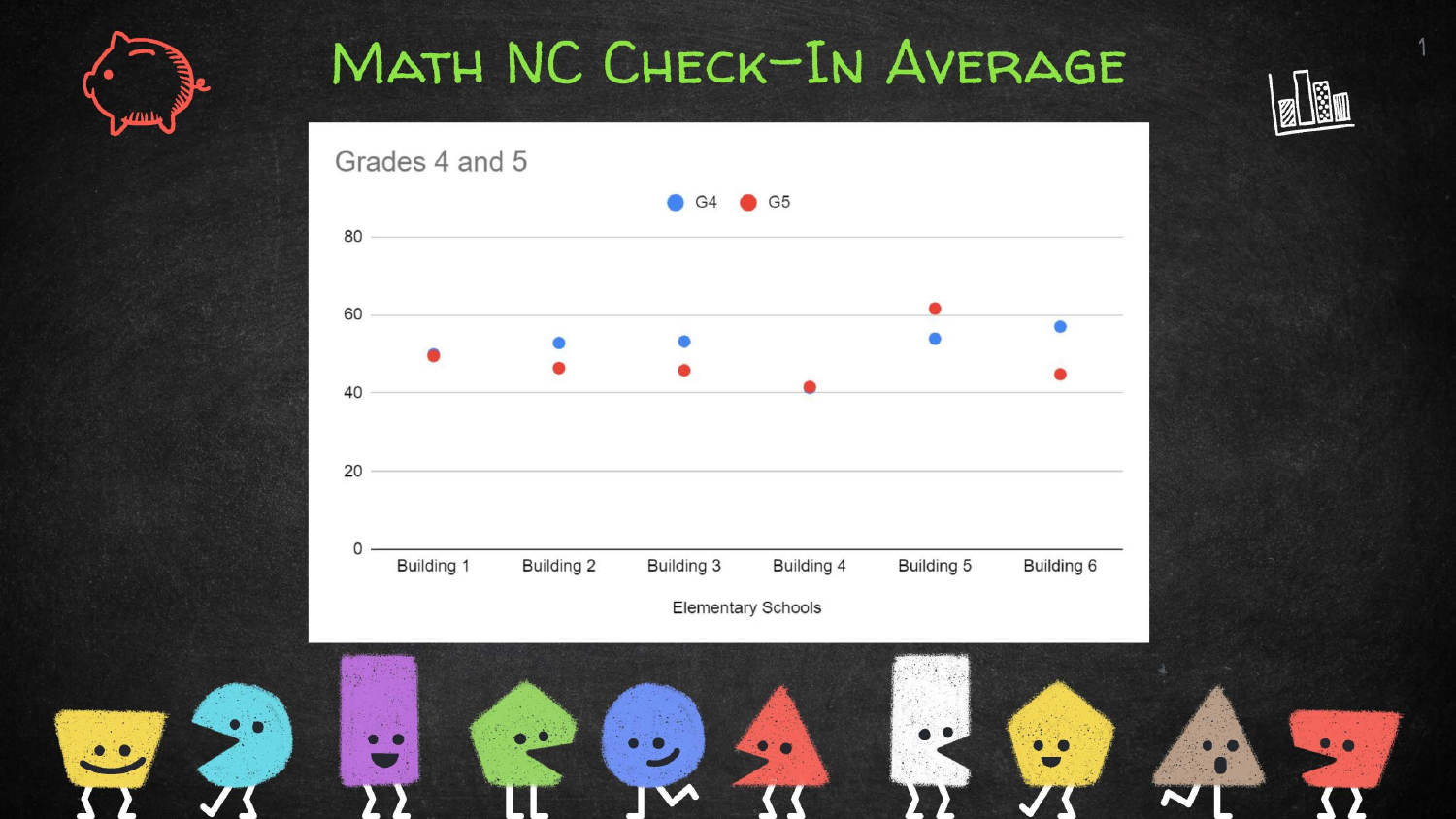# Math NC Check-In Average

Grades 4 and 5

G4 G5

80

60

40

20

0

Building 1 Building 2 Building 3 Building 4 Building 5 Building 6

Elementary Schools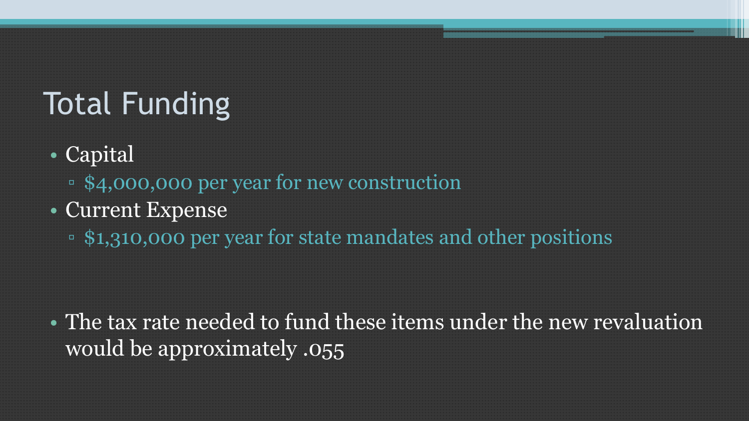# Total Funding

- Capital
  - $4,000,000 per year for new construction
- Current Expense
  - $1,310,000 per year for state mandates and other positions

- The tax rate needed to fund these items under the new revaluation would be approximately .055